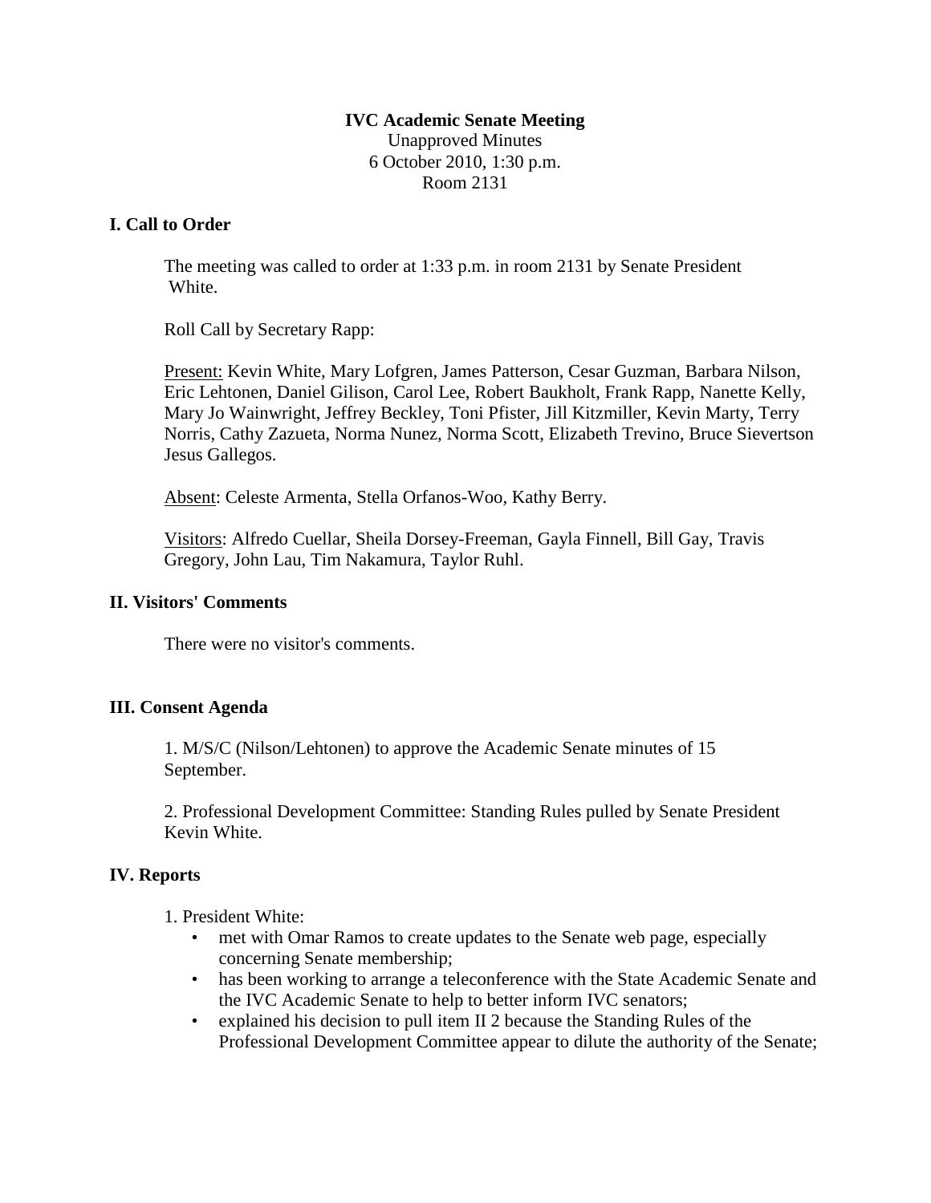# IVC Academic Senate Meeting

Unapproved Minutes
6 October 2010, 1:30 p.m.
Room 2131

## I. Call to Order

The meeting was called to order at 1:33 p.m. in room 2131 by Senate President White.

Roll Call by Secretary Rapp:

Present: Kevin White, Mary Lofgren, James Patterson, Cesar Guzman, Barbara Nilson, Eric Lehtonen, Daniel Gilison, Carol Lee, Robert Baukholt, Frank Rapp, Nanette Kelly, Mary Jo Wainwright, Jeffrey Beckley, Toni Pfister, Jill Kitzmiller, Kevin Marty, Terry Norris, Cathy Zazueta, Norma Nunez, Norma Scott, Elizabeth Trevino, Bruce Sievertson Jesus Gallegos.

Absent: Celeste Armenta, Stella Orfanos-Woo, Kathy Berry.

Visitors: Alfredo Cuellar, Sheila Dorsey-Freeman, Gayla Finnell, Bill Gay, Travis Gregory, John Lau, Tim Nakamura, Taylor Ruhl.

## II. Visitors' Comments

There were no visitor's comments.

## III. Consent Agenda

1. M/S/C (Nilson/Lehtonen) to approve the Academic Senate minutes of 15 September.

2. Professional Development Committee: Standing Rules pulled by Senate President Kevin White.

## IV. Reports

1. President White:
    - met with Omar Ramos to create updates to the Senate web page, especially concerning Senate membership;
    - has been working to arrange a teleconference with the State Academic Senate and the IVC Academic Senate to help to better inform IVC senators;
    - explained his decision to pull item II 2 because the Standing Rules of the Professional Development Committee appear to dilute the authority of the Senate;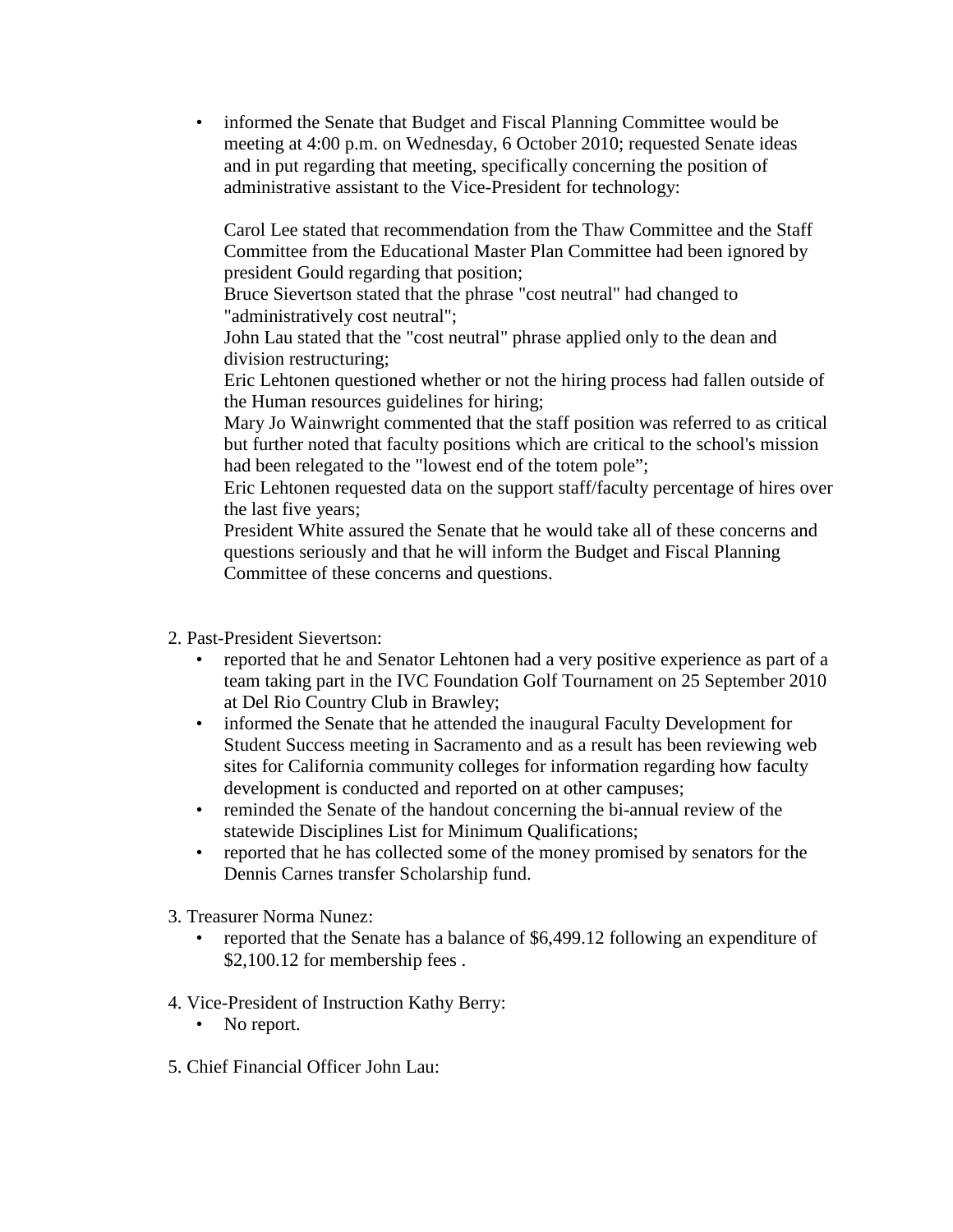- informed the Senate that Budget and Fiscal Planning Committee would be meeting at 4:00 p.m. on Wednesday, 6 October 2010; requested Senate ideas and in put regarding that meeting, specifically concerning the position of administrative assistant to the Vice-President for technology:

  Carol Lee stated that recommendation from the Thaw Committee and the Staff Committee from the Educational Master Plan Committee had been ignored by president Gould regarding that position;
  Bruce Sievertson stated that the phrase "cost neutral" had changed to "administratively cost neutral";
  John Lau stated that the "cost neutral" phrase applied only to the dean and division restructuring;
  Eric Lehtonen questioned whether or not the hiring process had fallen outside of the Human resources guidelines for hiring;
  Mary Jo Wainwright commented that the staff position was referred to as critical but further noted that faculty positions which are critical to the school's mission had been relegated to the "lowest end of the totem pole";
  Eric Lehtonen requested data on the support staff/faculty percentage of hires over the last five years;
  President White assured the Senate that he would take all of these concerns and questions seriously and that he will inform the Budget and Fiscal Planning Committee of these concerns and questions.

2. Past-President Sievertson:
   - reported that he and Senator Lehtonen had a very positive experience as part of a team taking part in the IVC Foundation Golf Tournament on 25 September 2010 at Del Rio Country Club in Brawley;
   - informed the Senate that he attended the inaugural Faculty Development for Student Success meeting in Sacramento and as a result has been reviewing web sites for California community colleges for information regarding how faculty development is conducted and reported on at other campuses;
   - reminded the Senate of the handout concerning the bi-annual review of the statewide Disciplines List for Minimum Qualifications;
   - reported that he has collected some of the money promised by senators for the Dennis Carnes transfer Scholarship fund.

3. Treasurer Norma Nunez:
   - reported that the Senate has a balance of $6,499.12 following an expenditure of $2,100.12 for membership fees .

4. Vice-President of Instruction Kathy Berry:
   - No report.

5. Chief Financial Officer John Lau: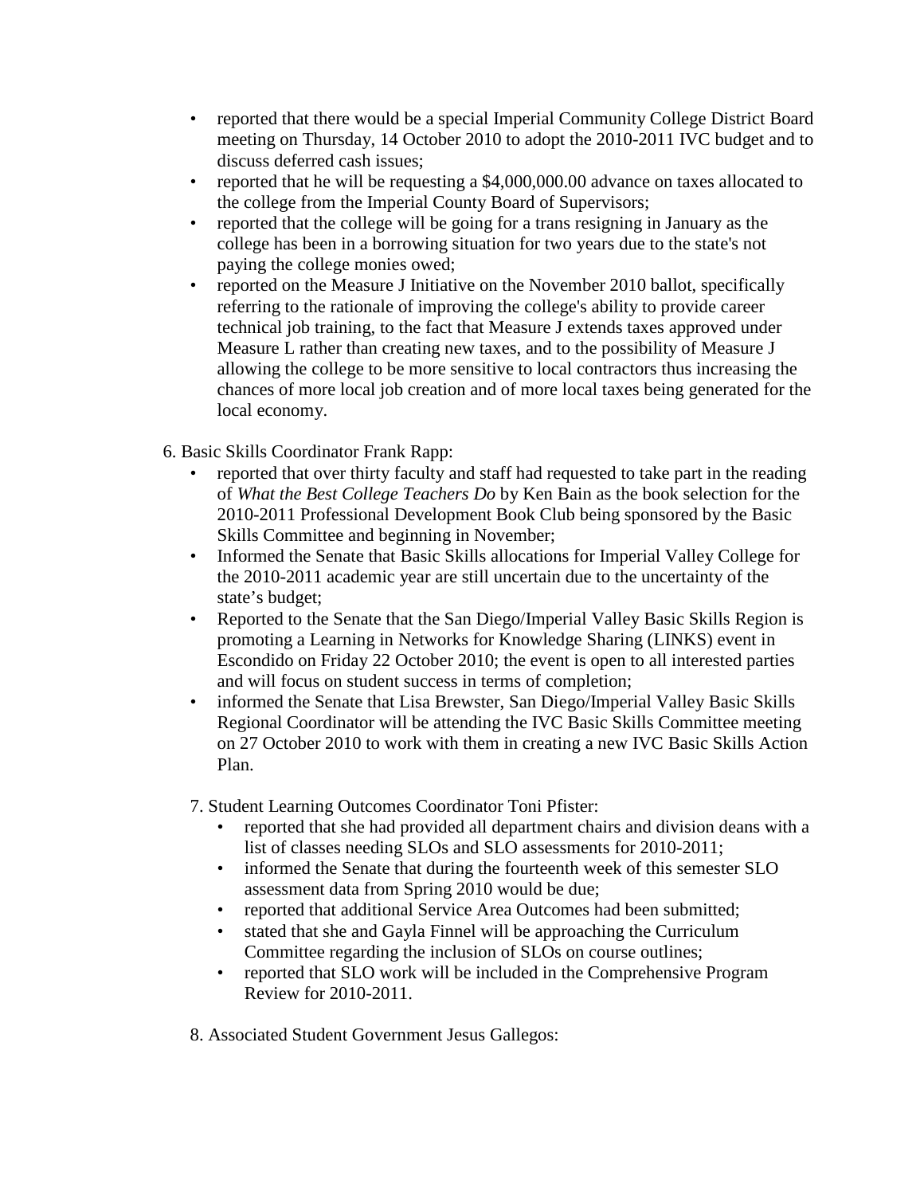- reported that there would be a special Imperial Community College District Board meeting on Thursday, 14 October 2010 to adopt the 2010-2011 IVC budget and to discuss deferred cash issues;
- reported that he will be requesting a $4,000,000.00 advance on taxes allocated to the college from the Imperial County Board of Supervisors;
- reported that the college will be going for a trans resigning in January as the college has been in a borrowing situation for two years due to the state's not paying the college monies owed;
- reported on the Measure J Initiative on the November 2010 ballot, specifically referring to the rationale of improving the college's ability to provide career technical job training, to the fact that Measure J extends taxes approved under Measure L rather than creating new taxes, and to the possibility of Measure J allowing the college to be more sensitive to local contractors thus increasing the chances of more local job creation and of more local taxes being generated for the local economy.

6. Basic Skills Coordinator Frank Rapp:
   - reported that over thirty faculty and staff had requested to take part in the reading of *What the Best College Teachers Do* by Ken Bain as the book selection for the 2010-2011 Professional Development Book Club being sponsored by the Basic Skills Committee and beginning in November;
   - Informed the Senate that Basic Skills allocations for Imperial Valley College for the 2010-2011 academic year are still uncertain due to the uncertainty of the state's budget;
   - Reported to the Senate that the San Diego/Imperial Valley Basic Skills Region is promoting a Learning in Networks for Knowledge Sharing (LINKS) event in Escondido on Friday 22 October 2010; the event is open to all interested parties and will focus on student success in terms of completion;
   - informed the Senate that Lisa Brewster, San Diego/Imperial Valley Basic Skills Regional Coordinator will be attending the IVC Basic Skills Committee meeting on 27 October 2010 to work with them in creating a new IVC Basic Skills Action Plan.

7. Student Learning Outcomes Coordinator Toni Pfister:
   - reported that she had provided all department chairs and division deans with a list of classes needing SLOs and SLO assessments for 2010-2011;
   - informed the Senate that during the fourteenth week of this semester SLO assessment data from Spring 2010 would be due;
   - reported that additional Service Area Outcomes had been submitted;
   - stated that she and Gayla Finnel will be approaching the Curriculum Committee regarding the inclusion of SLOs on course outlines;
   - reported that SLO work will be included in the Comprehensive Program Review for 2010-2011.

8. Associated Student Government Jesus Gallegos: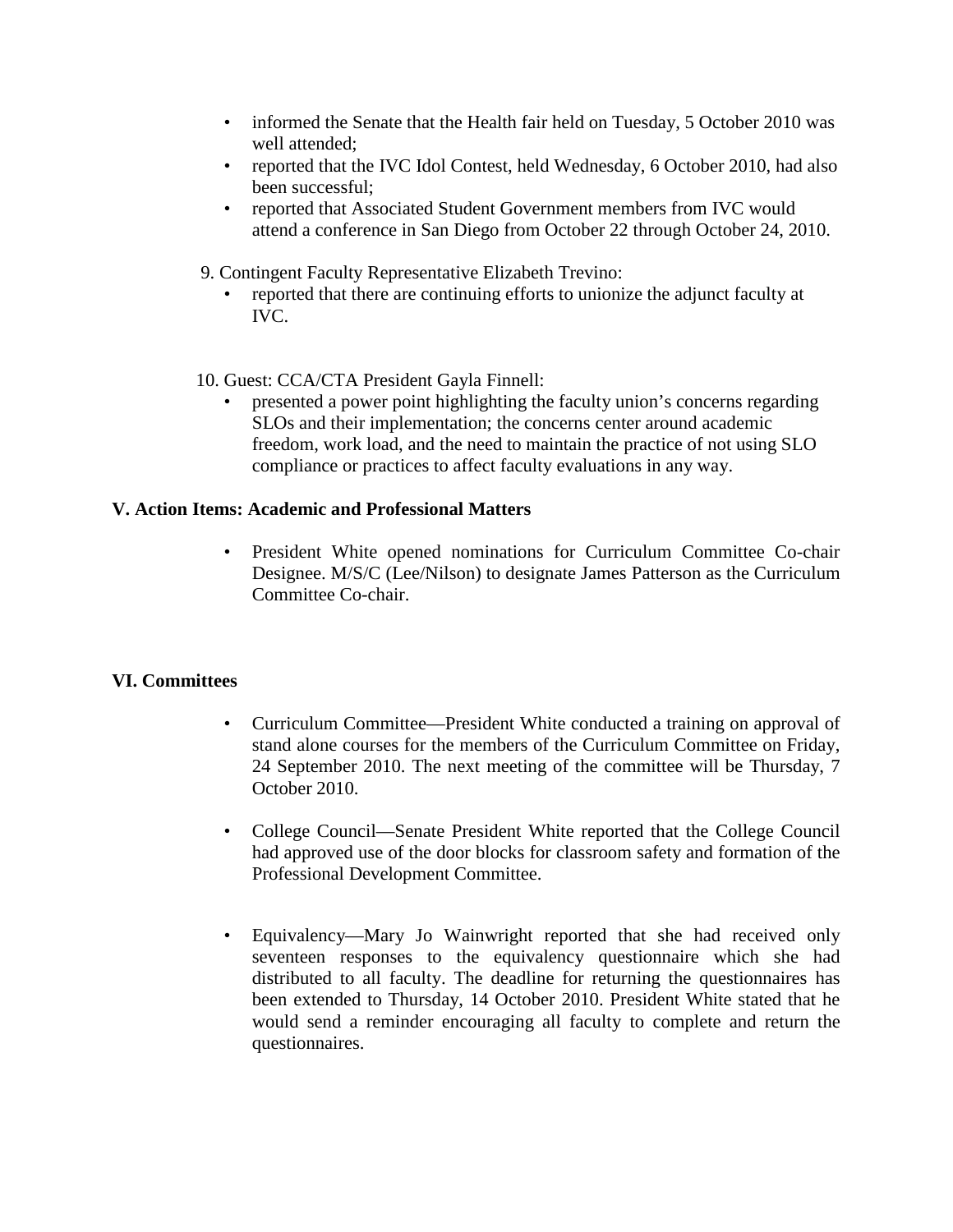- informed the Senate that the Health fair held on Tuesday, 5 October 2010 was well attended;
- reported that the IVC Idol Contest, held Wednesday, 6 October 2010, had also been successful;
- reported that Associated Student Government members from IVC would attend a conference in San Diego from October 22 through October 24, 2010.

9. Contingent Faculty Representative Elizabeth Trevino:
   - reported that there are continuing efforts to unionize the adjunct faculty at IVC.

10. Guest: CCA/CTA President Gayla Finnell:
    - presented a power point highlighting the faculty union's concerns regarding SLOs and their implementation; the concerns center around academic freedom, work load, and the need to maintain the practice of not using SLO compliance or practices to affect faculty evaluations in any way.

**V. Action Items: Academic and Professional Matters**

- President White opened nominations for Curriculum Committee Co-chair Designee. M/S/C (Lee/Nilson) to designate James Patterson as the Curriculum Committee Co-chair.

**VI. Committees**

- Curriculum Committee—President White conducted a training on approval of stand alone courses for the members of the Curriculum Committee on Friday, 24 September 2010. The next meeting of the committee will be Thursday, 7 October 2010.

- College Council—Senate President White reported that the College Council had approved use of the door blocks for classroom safety and formation of the Professional Development Committee.

- Equivalency—Mary Jo Wainwright reported that she had received only seventeen responses to the equivalency questionnaire which she had distributed to all faculty. The deadline for returning the questionnaires has been extended to Thursday, 14 October 2010. President White stated that he would send a reminder encouraging all faculty to complete and return the questionnaires.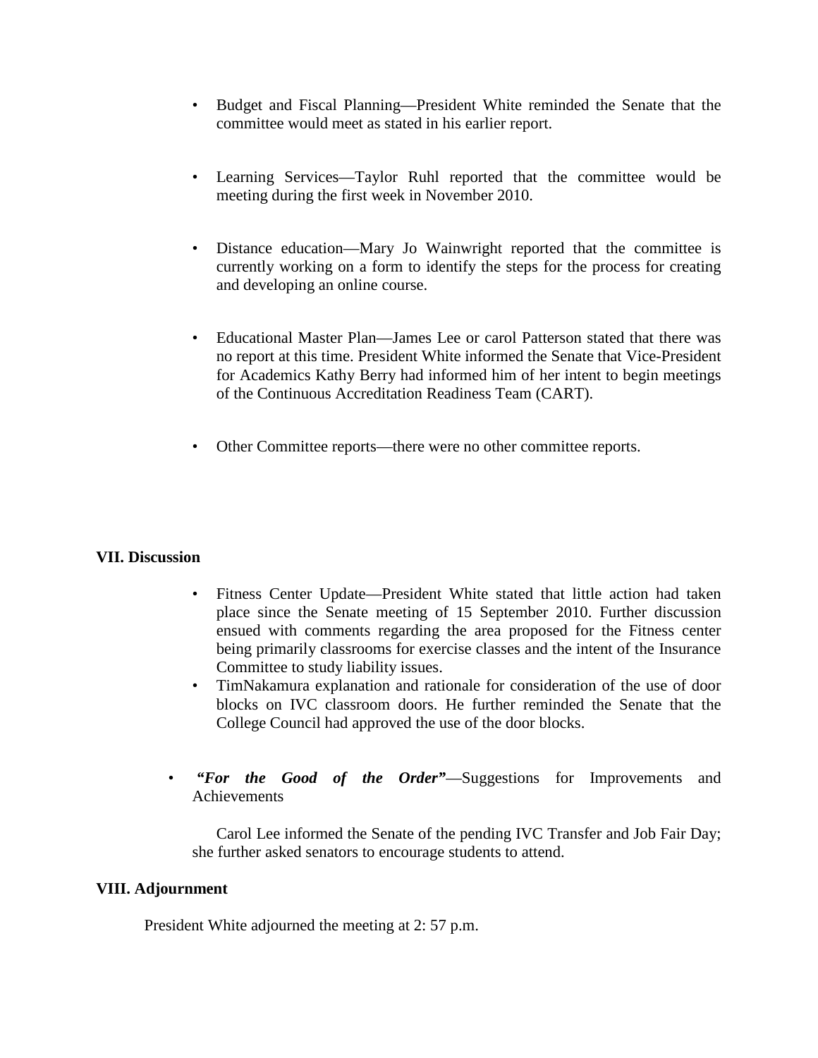- Budget and Fiscal Planning—President White reminded the Senate that the committee would meet as stated in his earlier report.

- Learning Services—Taylor Ruhl reported that the committee would be meeting during the first week in November 2010.

- Distance education—Mary Jo Wainwright reported that the committee is currently working on a form to identify the steps for the process for creating and developing an online course.

- Educational Master Plan—James Lee or carol Patterson stated that there was no report at this time. President White informed the Senate that Vice-President for Academics Kathy Berry had informed him of her intent to begin meetings of the Continuous Accreditation Readiness Team (CART).

- Other Committee reports—there were no other committee reports.

## VII. Discussion

- Fitness Center Update—President White stated that little action had taken place since the Senate meeting of 15 September 2010. Further discussion ensued with comments regarding the area proposed for the Fitness center being primarily classrooms for exercise classes and the intent of the Insurance Committee to study liability issues.
- TimNakamura explanation and rationale for consideration of the use of door blocks on IVC classroom doors. He further reminded the Senate that the College Council had approved the use of the door blocks.

- ***"For the Good of the Order"***—Suggestions for Improvements and Achievements

  Carol Lee informed the Senate of the pending IVC Transfer and Job Fair Day; she further asked senators to encourage students to attend.

## VIII. Adjournment

President White adjourned the meeting at 2: 57 p.m.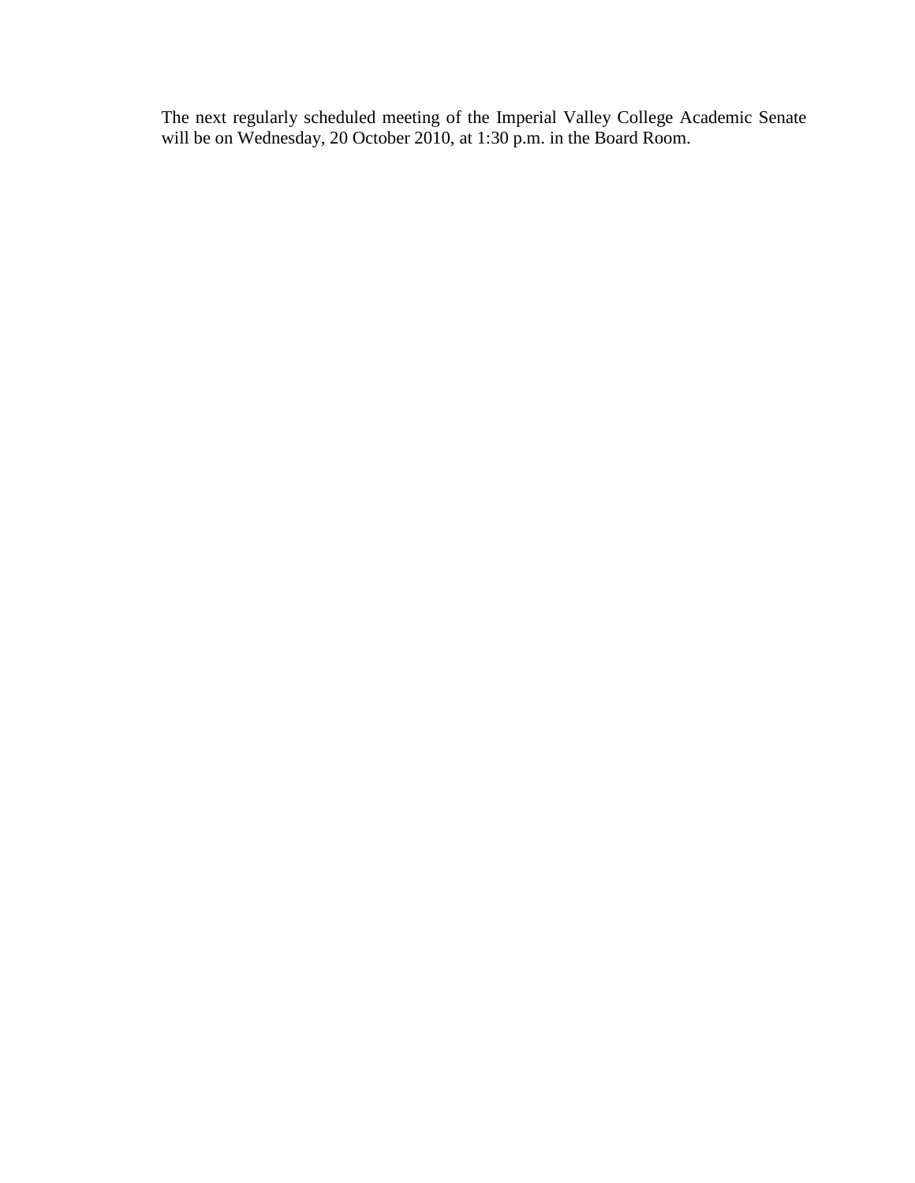The next regularly scheduled meeting of the Imperial Valley College Academic Senate will be on Wednesday, 20 October 2010, at 1:30 p.m. in the Board Room.